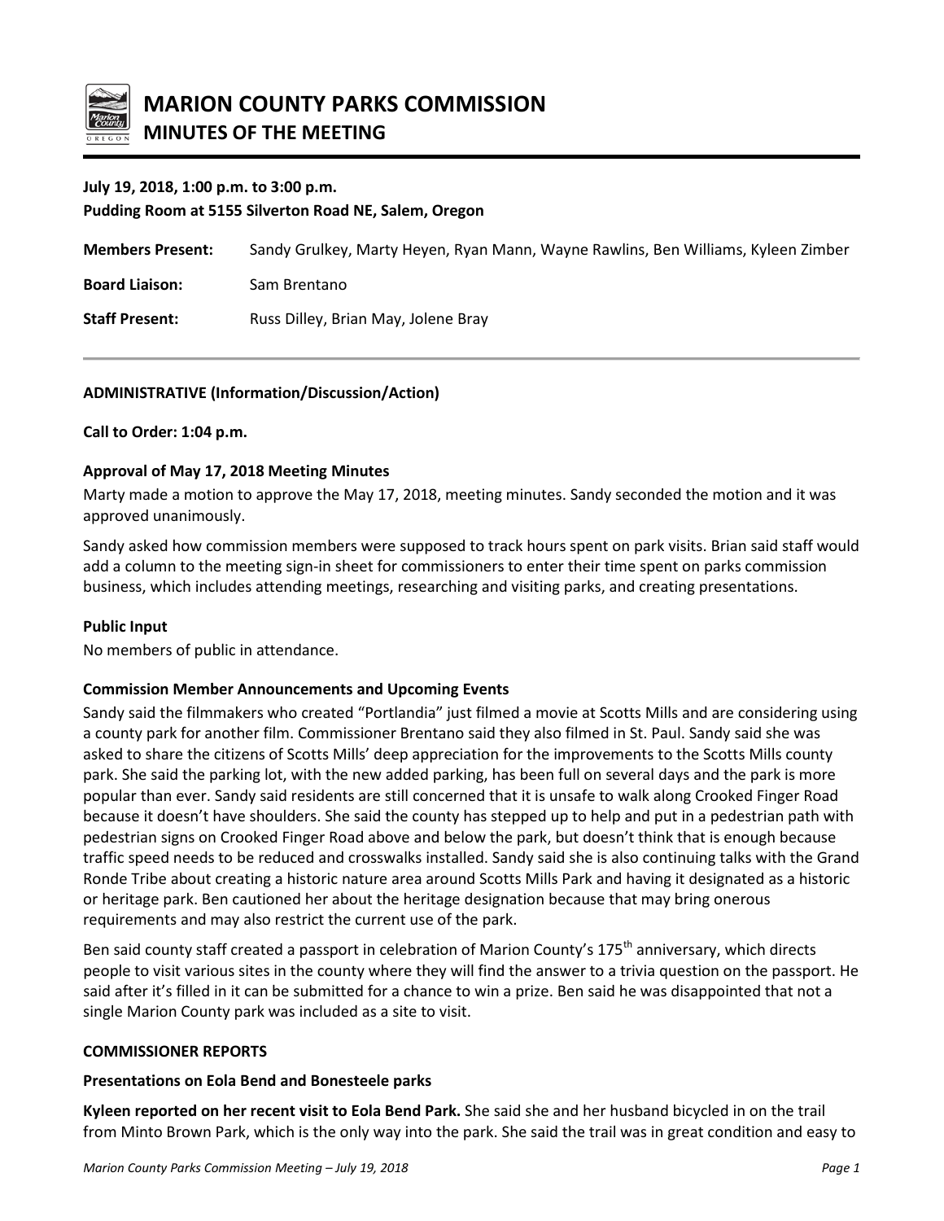# MARION COUNTY PARKS COMMISSION
## MINUTES OF THE MEETING

**July 19, 2018, 1:00 p.m. to 3:00 p.m.**
**Pudding Room at 5155 Silverton Road NE, Salem, Oregon**

**Members Present:** Sandy Grulkey, Marty Heyen, Ryan Mann, Wayne Rawlins, Ben Williams, Kyleen Zimber

**Board Liaison:** Sam Brentano

**Staff Present:** Russ Dilley, Brian May, Jolene Bray

---

**ADMINISTRATIVE (Information/Discussion/Action)**

**Call to Order: 1:04 p.m.**

**Approval of May 17, 2018 Meeting Minutes**

Marty made a motion to approve the May 17, 2018, meeting minutes. Sandy seconded the motion and it was approved unanimously.

Sandy asked how commission members were supposed to track hours spent on park visits. Brian said staff would add a column to the meeting sign-in sheet for commissioners to enter their time spent on parks commission business, which includes attending meetings, researching and visiting parks, and creating presentations.

**Public Input**

No members of public in attendance.

**Commission Member Announcements and Upcoming Events**

Sandy said the filmmakers who created "Portlandia" just filmed a movie at Scotts Mills and are considering using a county park for another film. Commissioner Brentano said they also filmed in St. Paul. Sandy said she was asked to share the citizens of Scotts Mills' deep appreciation for the improvements to the Scotts Mills county park. She said the parking lot, with the new added parking, has been full on several days and the park is more popular than ever. Sandy said residents are still concerned that it is unsafe to walk along Crooked Finger Road because it doesn't have shoulders. She said the county has stepped up to help and put in a pedestrian path with pedestrian signs on Crooked Finger Road above and below the park, but doesn't think that is enough because traffic speed needs to be reduced and crosswalks installed. Sandy said she is also continuing talks with the Grand Ronde Tribe about creating a historic nature area around Scotts Mills Park and having it designated as a historic or heritage park. Ben cautioned her about the heritage designation because that may bring onerous requirements and may also restrict the current use of the park.

Ben said county staff created a passport in celebration of Marion County's 175th anniversary, which directs people to visit various sites in the county where they will find the answer to a trivia question on the passport. He said after it's filled in it can be submitted for a chance to win a prize. Ben said he was disappointed that not a single Marion County park was included as a site to visit.

**COMMISSIONER REPORTS**

**Presentations on Eola Bend and Bonesteele parks**

**Kyleen reported on her recent visit to Eola Bend Park.** She said she and her husband bicycled in on the trail from Minto Brown Park, which is the only way into the park. She said the trail was in great condition and easy to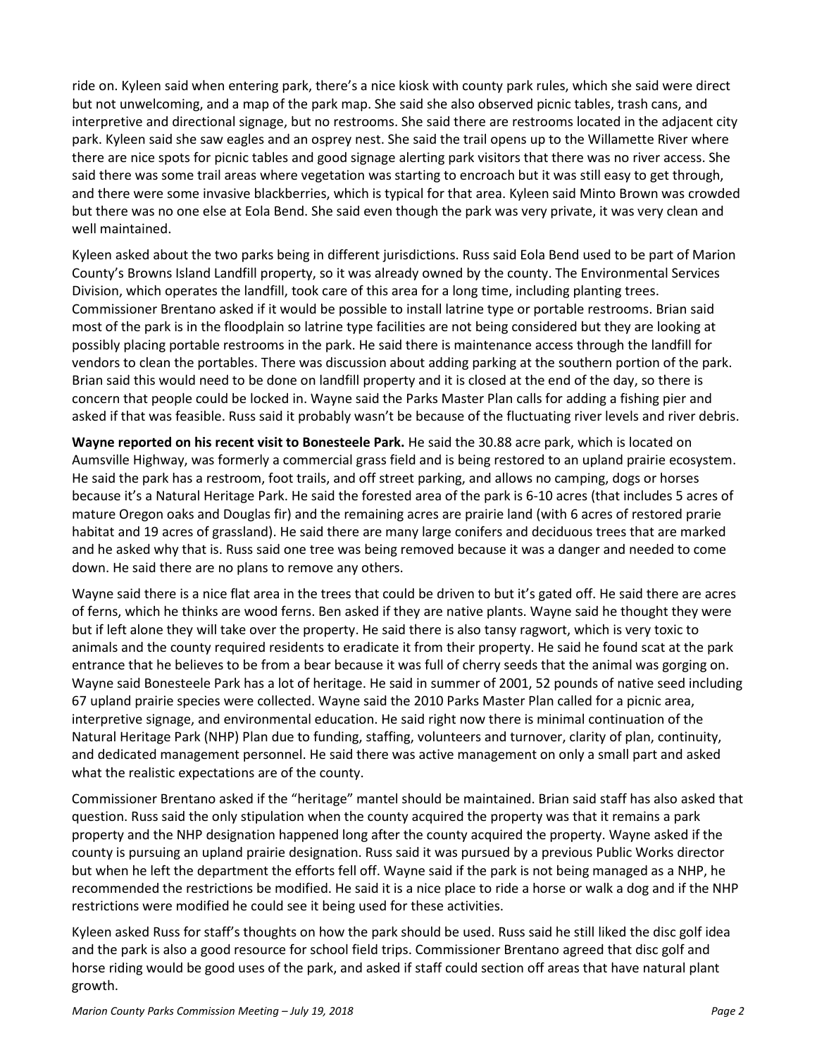ride on. Kyleen said when entering park, there's a nice kiosk with county park rules, which she said were direct but not unwelcoming, and a map of the park map. She said she also observed picnic tables, trash cans, and interpretive and directional signage, but no restrooms. She said there are restrooms located in the adjacent city park. Kyleen said she saw eagles and an osprey nest. She said the trail opens up to the Willamette River where there are nice spots for picnic tables and good signage alerting park visitors that there was no river access. She said there was some trail areas where vegetation was starting to encroach but it was still easy to get through, and there were some invasive blackberries, which is typical for that area. Kyleen said Minto Brown was crowded but there was no one else at Eola Bend. She said even though the park was very private, it was very clean and well maintained.

Kyleen asked about the two parks being in different jurisdictions. Russ said Eola Bend used to be part of Marion County's Browns Island Landfill property, so it was already owned by the county. The Environmental Services Division, which operates the landfill, took care of this area for a long time, including planting trees. Commissioner Brentano asked if it would be possible to install latrine type or portable restrooms. Brian said most of the park is in the floodplain so latrine type facilities are not being considered but they are looking at possibly placing portable restrooms in the park. He said there is maintenance access through the landfill for vendors to clean the portables. There was discussion about adding parking at the southern portion of the park. Brian said this would need to be done on landfill property and it is closed at the end of the day, so there is concern that people could be locked in. Wayne said the Parks Master Plan calls for adding a fishing pier and asked if that was feasible. Russ said it probably wasn't be because of the fluctuating river levels and river debris.

**Wayne reported on his recent visit to Bonesteele Park.** He said the 30.88 acre park, which is located on Aumsville Highway, was formerly a commercial grass field and is being restored to an upland prairie ecosystem. He said the park has a restroom, foot trails, and off street parking, and allows no camping, dogs or horses because it's a Natural Heritage Park. He said the forested area of the park is 6-10 acres (that includes 5 acres of mature Oregon oaks and Douglas fir) and the remaining acres are prairie land (with 6 acres of restored prarie habitat and 19 acres of grassland). He said there are many large conifers and deciduous trees that are marked and he asked why that is. Russ said one tree was being removed because it was a danger and needed to come down. He said there are no plans to remove any others.

Wayne said there is a nice flat area in the trees that could be driven to but it's gated off. He said there are acres of ferns, which he thinks are wood ferns. Ben asked if they are native plants. Wayne said he thought they were but if left alone they will take over the property. He said there is also tansy ragwort, which is very toxic to animals and the county required residents to eradicate it from their property. He said he found scat at the park entrance that he believes to be from a bear because it was full of cherry seeds that the animal was gorging on. Wayne said Bonesteele Park has a lot of heritage. He said in summer of 2001, 52 pounds of native seed including 67 upland prairie species were collected. Wayne said the 2010 Parks Master Plan called for a picnic area, interpretive signage, and environmental education. He said right now there is minimal continuation of the Natural Heritage Park (NHP) Plan due to funding, staffing, volunteers and turnover, clarity of plan, continuity, and dedicated management personnel. He said there was active management on only a small part and asked what the realistic expectations are of the county.

Commissioner Brentano asked if the "heritage" mantel should be maintained. Brian said staff has also asked that question. Russ said the only stipulation when the county acquired the property was that it remains a park property and the NHP designation happened long after the county acquired the property. Wayne asked if the county is pursuing an upland prairie designation. Russ said it was pursued by a previous Public Works director but when he left the department the efforts fell off. Wayne said if the park is not being managed as a NHP, he recommended the restrictions be modified. He said it is a nice place to ride a horse or walk a dog and if the NHP restrictions were modified he could see it being used for these activities.

Kyleen asked Russ for staff's thoughts on how the park should be used. Russ said he still liked the disc golf idea and the park is also a good resource for school field trips. Commissioner Brentano agreed that disc golf and horse riding would be good uses of the park, and asked if staff could section off areas that have natural plant growth.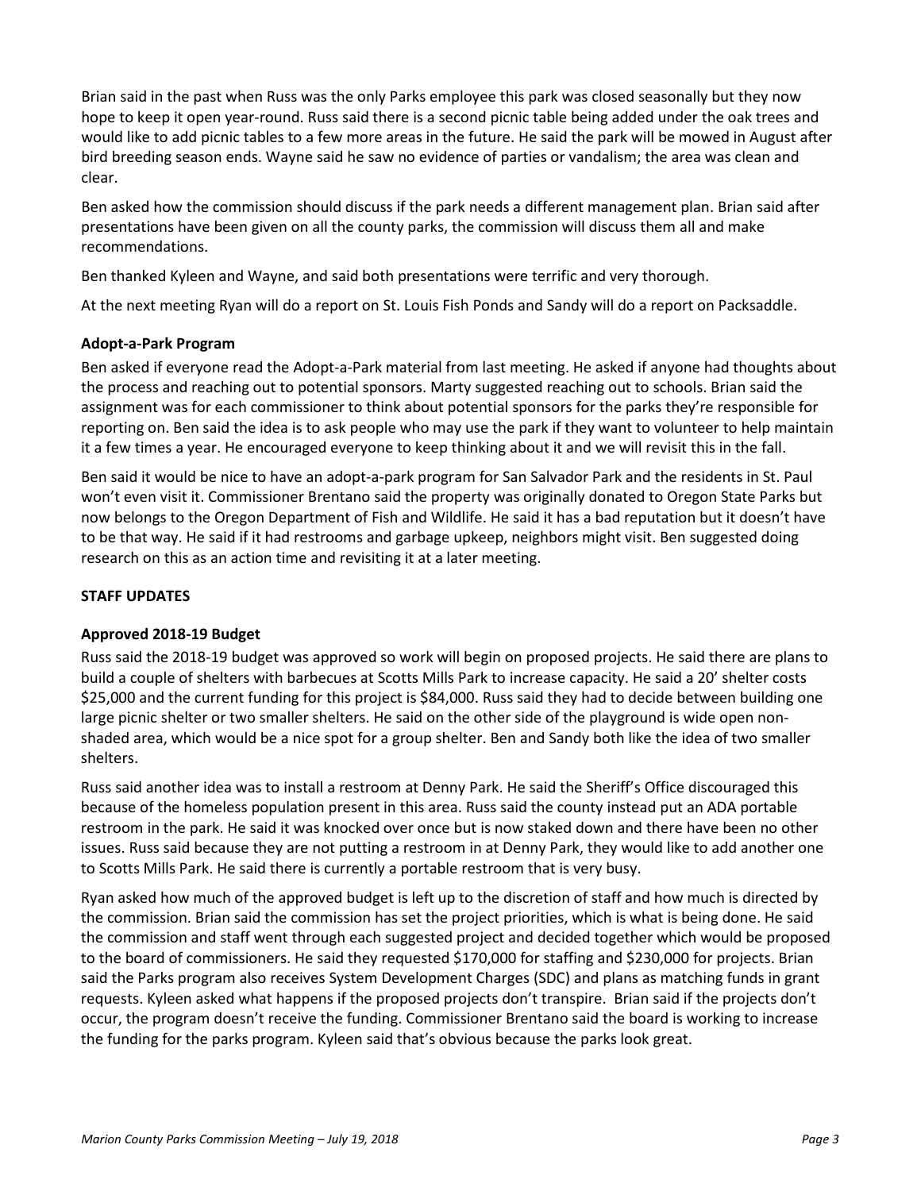Brian said in the past when Russ was the only Parks employee this park was closed seasonally but they now hope to keep it open year-round. Russ said there is a second picnic table being added under the oak trees and would like to add picnic tables to a few more areas in the future. He said the park will be mowed in August after bird breeding season ends. Wayne said he saw no evidence of parties or vandalism; the area was clean and clear.

Ben asked how the commission should discuss if the park needs a different management plan. Brian said after presentations have been given on all the county parks, the commission will discuss them all and make recommendations.

Ben thanked Kyleen and Wayne, and said both presentations were terrific and very thorough.

At the next meeting Ryan will do a report on St. Louis Fish Ponds and Sandy will do a report on Packsaddle.

**Adopt-a-Park Program**

Ben asked if everyone read the Adopt-a-Park material from last meeting. He asked if anyone had thoughts about the process and reaching out to potential sponsors. Marty suggested reaching out to schools. Brian said the assignment was for each commissioner to think about potential sponsors for the parks they're responsible for reporting on. Ben said the idea is to ask people who may use the park if they want to volunteer to help maintain it a few times a year. He encouraged everyone to keep thinking about it and we will revisit this in the fall.

Ben said it would be nice to have an adopt-a-park program for San Salvador Park and the residents in St. Paul won't even visit it. Commissioner Brentano said the property was originally donated to Oregon State Parks but now belongs to the Oregon Department of Fish and Wildlife. He said it has a bad reputation but it doesn't have to be that way. He said if it had restrooms and garbage upkeep, neighbors might visit. Ben suggested doing research on this as an action time and revisiting it at a later meeting.

**STAFF UPDATES**

**Approved 2018-19 Budget**

Russ said the 2018-19 budget was approved so work will begin on proposed projects. He said there are plans to build a couple of shelters with barbecues at Scotts Mills Park to increase capacity. He said a 20' shelter costs $25,000 and the current funding for this project is $84,000. Russ said they had to decide between building one large picnic shelter or two smaller shelters. He said on the other side of the playground is wide open non-shaded area, which would be a nice spot for a group shelter. Ben and Sandy both like the idea of two smaller shelters.

Russ said another idea was to install a restroom at Denny Park. He said the Sheriff's Office discouraged this because of the homeless population present in this area. Russ said the county instead put an ADA portable restroom in the park. He said it was knocked over once but is now staked down and there have been no other issues. Russ said because they are not putting a restroom in at Denny Park, they would like to add another one to Scotts Mills Park. He said there is currently a portable restroom that is very busy.

Ryan asked how much of the approved budget is left up to the discretion of staff and how much is directed by the commission. Brian said the commission has set the project priorities, which is what is being done. He said the commission and staff went through each suggested project and decided together which would be proposed to the board of commissioners. He said they requested $170,000 for staffing and $230,000 for projects. Brian said the Parks program also receives System Development Charges (SDC) and plans as matching funds in grant requests. Kyleen asked what happens if the proposed projects don't transpire. Brian said if the projects don't occur, the program doesn't receive the funding. Commissioner Brentano said the board is working to increase the funding for the parks program. Kyleen said that's obvious because the parks look great.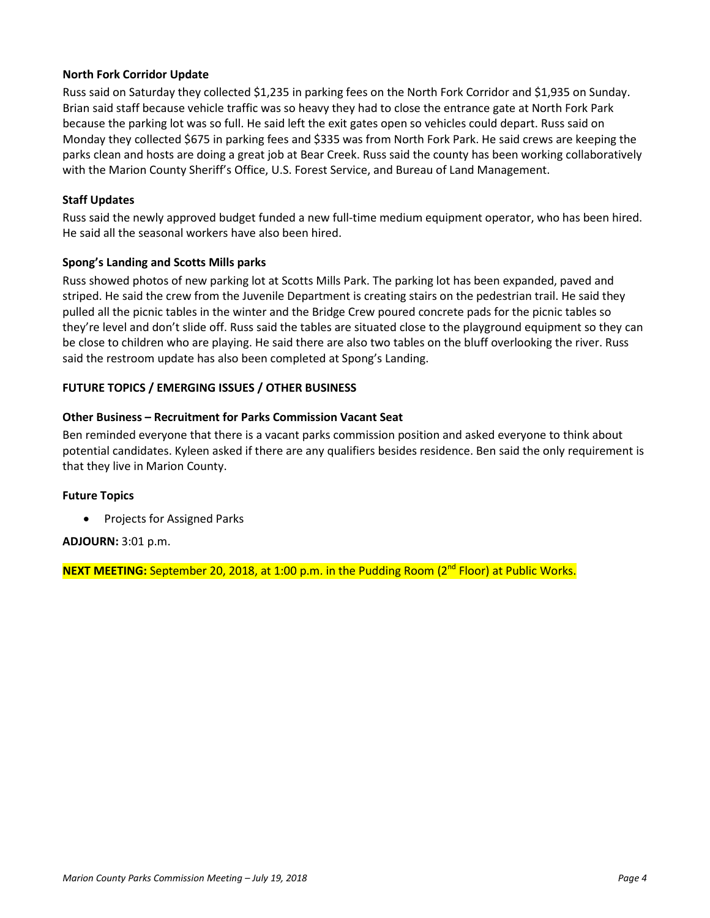**North Fork Corridor Update**

Russ said on Saturday they collected $1,235 in parking fees on the North Fork Corridor and $1,935 on Sunday. Brian said staff because vehicle traffic was so heavy they had to close the entrance gate at North Fork Park because the parking lot was so full. He said left the exit gates open so vehicles could depart. Russ said on Monday they collected $675 in parking fees and $335 was from North Fork Park. He said crews are keeping the parks clean and hosts are doing a great job at Bear Creek. Russ said the county has been working collaboratively with the Marion County Sheriff's Office, U.S. Forest Service, and Bureau of Land Management.

**Staff Updates**

Russ said the newly approved budget funded a new full-time medium equipment operator, who has been hired. He said all the seasonal workers have also been hired.

**Spong's Landing and Scotts Mills parks**

Russ showed photos of new parking lot at Scotts Mills Park. The parking lot has been expanded, paved and striped. He said the crew from the Juvenile Department is creating stairs on the pedestrian trail. He said they pulled all the picnic tables in the winter and the Bridge Crew poured concrete pads for the picnic tables so they're level and don't slide off. Russ said the tables are situated close to the playground equipment so they can be close to children who are playing. He said there are also two tables on the bluff overlooking the river. Russ said the restroom update has also been completed at Spong's Landing.

**FUTURE TOPICS / EMERGING ISSUES / OTHER BUSINESS**

**Other Business – Recruitment for Parks Commission Vacant Seat**

Ben reminded everyone that there is a vacant parks commission position and asked everyone to think about potential candidates. Kyleen asked if there are any qualifiers besides residence. Ben said the only requirement is that they live in Marion County.

**Future Topics**

- Projects for Assigned Parks

**ADJOURN:** 3:01 p.m.

**NEXT MEETING:** September 20, 2018, at 1:00 p.m. in the Pudding Room (2nd Floor) at Public Works.